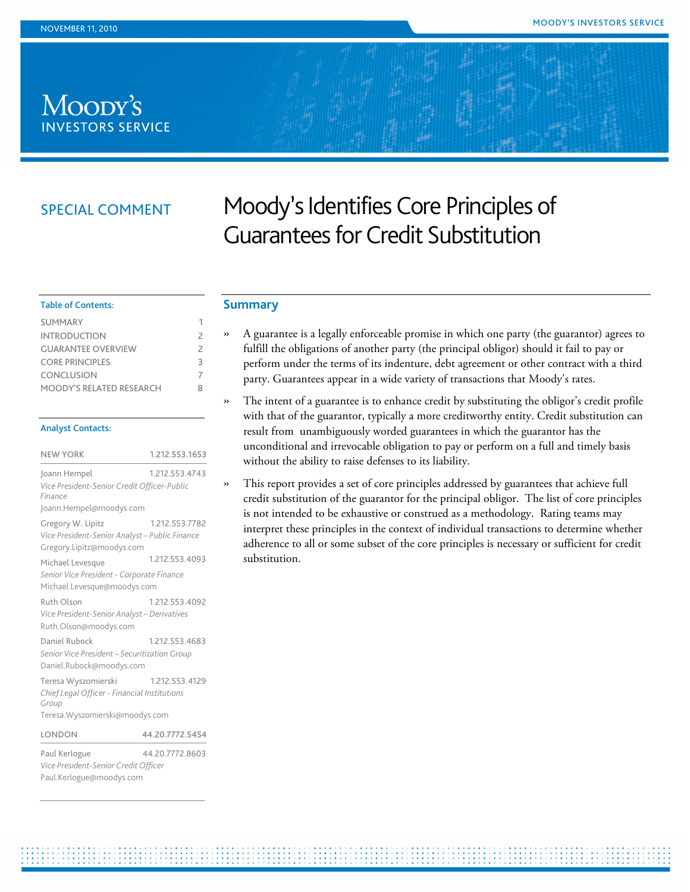NOVEMBER 11, 2010

SPECIAL COMMENT

# Moody's Identifies Core Principles of Guarantees for Credit Substitution

**Table of Contents:**

| | |
|---|---|
| SUMMARY | 1 |
| INTRODUCTION | 2 |
| GUARANTEE OVERVIEW | 2 |
| CORE PRINCIPLES | 3 |
| CONCLUSION | 7 |
| MOODY'S RELATED RESEARCH | 8 |

**Analyst Contacts:**

NEW YORK 1.212.553.1653

Joann Hempel 1.212.553.4743
*Vice President-Senior Credit Officer-Public Finance*
Joann.Hempel@moodys.com

Gregory W. Lipitz 1.212.553.7782
*Vice President-Senior Analyst – Public Finance*
Gregory.Lipitz@moodys.com

Michael Levesque 1.212.553.4093
*Senior Vice President - Corporate Finance*
Michael.Levesque@moodys.com

Ruth Olson 1.212.553.4092
*Vice President-Senior Analyst – Derivatives*
Ruth.Olson@moodys.com

Daniel Rubock 1.212.553.4683
*Senior Vice President – Securitization Group*
Daniel.Rubock@moodys.com

Teresa Wyszomierski 1.212.553.4129
*Chief Legal Officer - Financial Institutions Group*
Teresa.Wyszomierski@moodys.com

LONDON 44.20.7772.5454

Paul Kerlogue 44.20.7772.8603
*Vice President-Senior Credit Officer*
Paul.Kerlogue@moodys.com

## Summary

» A guarantee is a legally enforceable promise in which one party (the guarantor) agrees to fulfill the obligations of another party (the principal obligor) should it fail to pay or perform under the terms of its indenture, debt agreement or other contract with a third party. Guarantees appear in a wide variety of transactions that Moody's rates.

» The intent of a guarantee is to enhance credit by substituting the obligor's credit profile with that of the guarantor, typically a more creditworthy entity. Credit substitution can result from unambiguously worded guarantees in which the guarantor has the unconditional and irrevocable obligation to pay or perform on a full and timely basis without the ability to raise defenses to its liability.

» This report provides a set of core principles addressed by guarantees that achieve full credit substitution of the guarantor for the principal obligor. The list of core principles is not intended to be exhaustive or construed as a methodology. Rating teams may interpret these principles in the context of individual transactions to determine whether adherence to all or some subset of the core principles is necessary or sufficient for credit substitution.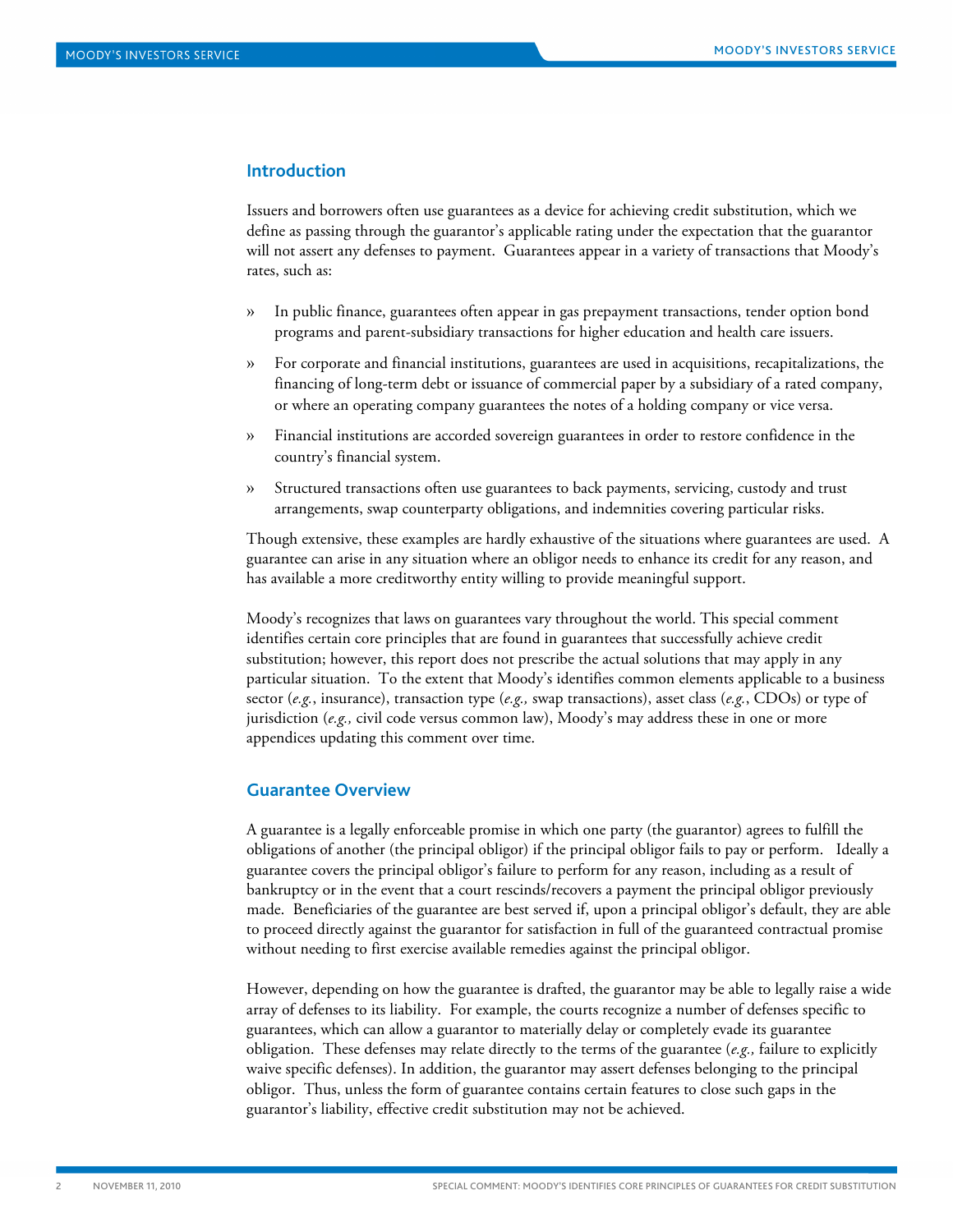## Introduction

Issuers and borrowers often use guarantees as a device for achieving credit substitution, which we define as passing through the guarantor's applicable rating under the expectation that the guarantor will not assert any defenses to payment. Guarantees appear in a variety of transactions that Moody's rates, such as:

- In public finance, guarantees often appear in gas prepayment transactions, tender option bond programs and parent-subsidiary transactions for higher education and health care issuers.
- For corporate and financial institutions, guarantees are used in acquisitions, recapitalizations, the financing of long-term debt or issuance of commercial paper by a subsidiary of a rated company, or where an operating company guarantees the notes of a holding company or vice versa.
- Financial institutions are accorded sovereign guarantees in order to restore confidence in the country's financial system.
- Structured transactions often use guarantees to back payments, servicing, custody and trust arrangements, swap counterparty obligations, and indemnities covering particular risks.

Though extensive, these examples are hardly exhaustive of the situations where guarantees are used. A guarantee can arise in any situation where an obligor needs to enhance its credit for any reason, and has available a more creditworthy entity willing to provide meaningful support.

Moody's recognizes that laws on guarantees vary throughout the world. This special comment identifies certain core principles that are found in guarantees that successfully achieve credit substitution; however, this report does not prescribe the actual solutions that may apply in any particular situation. To the extent that Moody's identifies common elements applicable to a business sector (*e.g.*, insurance), transaction type (*e.g.,* swap transactions), asset class (*e.g.*, CDOs) or type of jurisdiction (*e.g.,* civil code versus common law), Moody's may address these in one or more appendices updating this comment over time.

## Guarantee Overview

A guarantee is a legally enforceable promise in which one party (the guarantor) agrees to fulfill the obligations of another (the principal obligor) if the principal obligor fails to pay or perform. Ideally a guarantee covers the principal obligor's failure to perform for any reason, including as a result of bankruptcy or in the event that a court rescinds/recovers a payment the principal obligor previously made. Beneficiaries of the guarantee are best served if, upon a principal obligor's default, they are able to proceed directly against the guarantor for satisfaction in full of the guaranteed contractual promise without needing to first exercise available remedies against the principal obligor.

However, depending on how the guarantee is drafted, the guarantor may be able to legally raise a wide array of defenses to its liability. For example, the courts recognize a number of defenses specific to guarantees, which can allow a guarantor to materially delay or completely evade its guarantee obligation. These defenses may relate directly to the terms of the guarantee (*e.g.,* failure to explicitly waive specific defenses). In addition, the guarantor may assert defenses belonging to the principal obligor. Thus, unless the form of guarantee contains certain features to close such gaps in the guarantor's liability, effective credit substitution may not be achieved.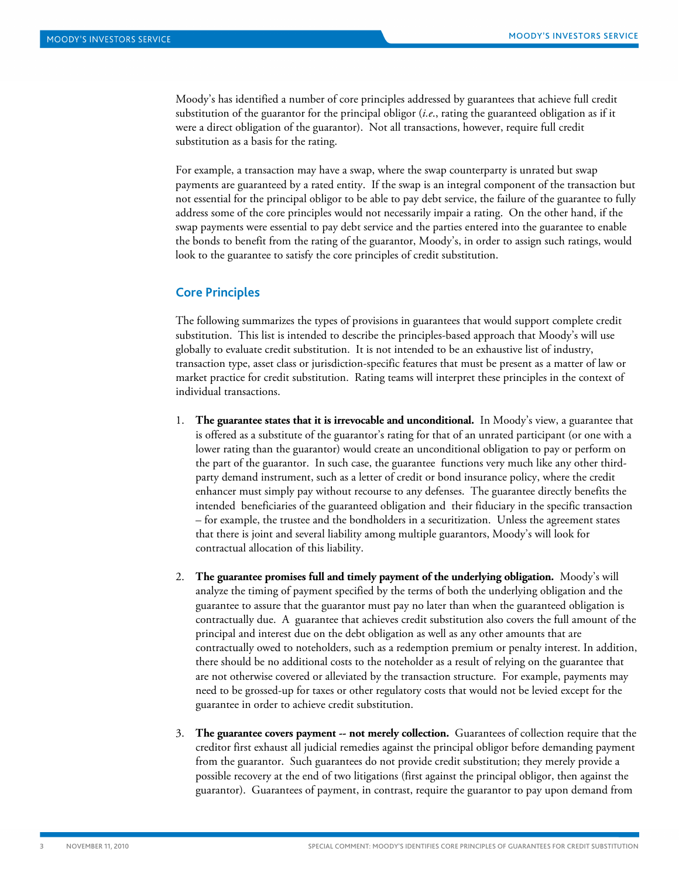Moody's has identified a number of core principles addressed by guarantees that achieve full credit substitution of the guarantor for the principal obligor (*i.e.*, rating the guaranteed obligation as if it were a direct obligation of the guarantor). Not all transactions, however, require full credit substitution as a basis for the rating.

For example, a transaction may have a swap, where the swap counterparty is unrated but swap payments are guaranteed by a rated entity. If the swap is an integral component of the transaction but not essential for the principal obligor to be able to pay debt service, the failure of the guarantee to fully address some of the core principles would not necessarily impair a rating. On the other hand, if the swap payments were essential to pay debt service and the parties entered into the guarantee to enable the bonds to benefit from the rating of the guarantor, Moody's, in order to assign such ratings, would look to the guarantee to satisfy the core principles of credit substitution.

## Core Principles

The following summarizes the types of provisions in guarantees that would support complete credit substitution. This list is intended to describe the principles-based approach that Moody's will use globally to evaluate credit substitution. It is not intended to be an exhaustive list of industry, transaction type, asset class or jurisdiction-specific features that must be present as a matter of law or market practice for credit substitution. Rating teams will interpret these principles in the context of individual transactions.

1. **The guarantee states that it is irrevocable and unconditional.** In Moody's view, a guarantee that is offered as a substitute of the guarantor's rating for that of an unrated participant (or one with a lower rating than the guarantor) would create an unconditional obligation to pay or perform on the part of the guarantor. In such case, the guarantee functions very much like any other third-party demand instrument, such as a letter of credit or bond insurance policy, where the credit enhancer must simply pay without recourse to any defenses. The guarantee directly benefits the intended beneficiaries of the guaranteed obligation and their fiduciary in the specific transaction – for example, the trustee and the bondholders in a securitization. Unless the agreement states that there is joint and several liability among multiple guarantors, Moody's will look for contractual allocation of this liability.

2. **The guarantee promises full and timely payment of the underlying obligation.** Moody's will analyze the timing of payment specified by the terms of both the underlying obligation and the guarantee to assure that the guarantor must pay no later than when the guaranteed obligation is contractually due. A guarantee that achieves credit substitution also covers the full amount of the principal and interest due on the debt obligation as well as any other amounts that are contractually owed to noteholders, such as a redemption premium or penalty interest. In addition, there should be no additional costs to the noteholder as a result of relying on the guarantee that are not otherwise covered or alleviated by the transaction structure. For example, payments may need to be grossed-up for taxes or other regulatory costs that would not be levied except for the guarantee in order to achieve credit substitution.

3. **The guarantee covers payment -- not merely collection.** Guarantees of collection require that the creditor first exhaust all judicial remedies against the principal obligor before demanding payment from the guarantor. Such guarantees do not provide credit substitution; they merely provide a possible recovery at the end of two litigations (first against the principal obligor, then against the guarantor). Guarantees of payment, in contrast, require the guarantor to pay upon demand from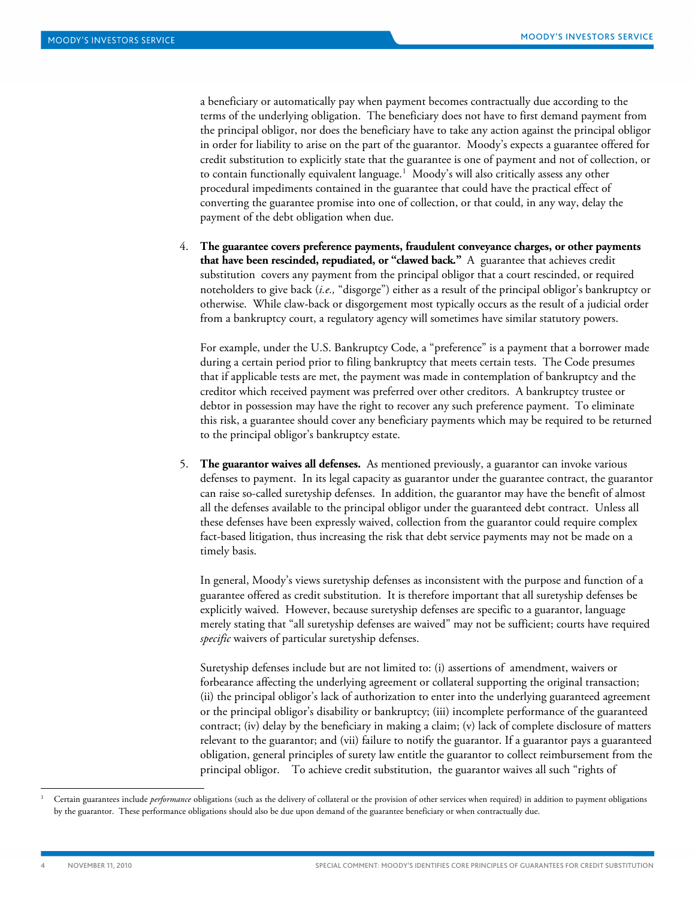a beneficiary or automatically pay when payment becomes contractually due according to the terms of the underlying obligation. The beneficiary does not have to first demand payment from the principal obligor, nor does the beneficiary have to take any action against the principal obligor in order for liability to arise on the part of the guarantor. Moody's expects a guarantee offered for credit substitution to explicitly state that the guarantee is one of payment and not of collection, or to contain functionally equivalent language.[1] Moody's will also critically assess any other procedural impediments contained in the guarantee that could have the practical effect of converting the guarantee promise into one of collection, or that could, in any way, delay the payment of the debt obligation when due.

4. **The guarantee covers preference payments, fraudulent conveyance charges, or other payments that have been rescinded, repudiated, or "clawed back."** A guarantee that achieves credit substitution covers any payment from the principal obligor that a court rescinded, or required noteholders to give back (*i.e.,* "disgorge") either as a result of the principal obligor's bankruptcy or otherwise. While claw-back or disgorgement most typically occurs as the result of a judicial order from a bankruptcy court, a regulatory agency will sometimes have similar statutory powers.

   For example, under the U.S. Bankruptcy Code, a "preference" is a payment that a borrower made during a certain period prior to filing bankruptcy that meets certain tests. The Code presumes that if applicable tests are met, the payment was made in contemplation of bankruptcy and the creditor which received payment was preferred over other creditors. A bankruptcy trustee or debtor in possession may have the right to recover any such preference payment. To eliminate this risk, a guarantee should cover any beneficiary payments which may be required to be returned to the principal obligor's bankruptcy estate.

5. **The guarantor waives all defenses.** As mentioned previously, a guarantor can invoke various defenses to payment. In its legal capacity as guarantor under the guarantee contract, the guarantor can raise so-called suretyship defenses. In addition, the guarantor may have the benefit of almost all the defenses available to the principal obligor under the guaranteed debt contract. Unless all these defenses have been expressly waived, collection from the guarantor could require complex fact-based litigation, thus increasing the risk that debt service payments may not be made on a timely basis.

   In general, Moody's views suretyship defenses as inconsistent with the purpose and function of a guarantee offered as credit substitution. It is therefore important that all suretyship defenses be explicitly waived. However, because suretyship defenses are specific to a guarantor, language merely stating that "all suretyship defenses are waived" may not be sufficient; courts have required *specific* waivers of particular suretyship defenses.

   Suretyship defenses include but are not limited to: (i) assertions of amendment, waivers or forbearance affecting the underlying agreement or collateral supporting the original transaction; (ii) the principal obligor's lack of authorization to enter into the underlying guaranteed agreement or the principal obligor's disability or bankruptcy; (iii) incomplete performance of the guaranteed contract; (iv) delay by the beneficiary in making a claim; (v) lack of complete disclosure of matters relevant to the guarantor; and (vii) failure to notify the guarantor. If a guarantor pays a guaranteed obligation, general principles of surety law entitle the guarantor to collect reimbursement from the principal obligor. To achieve credit substitution, the guarantor waives all such "rights of

[1] Certain guarantees include *performance* obligations (such as the delivery of collateral or the provision of other services when required) in addition to payment obligations by the guarantor. These performance obligations should also be due upon demand of the guarantee beneficiary or when contractually due.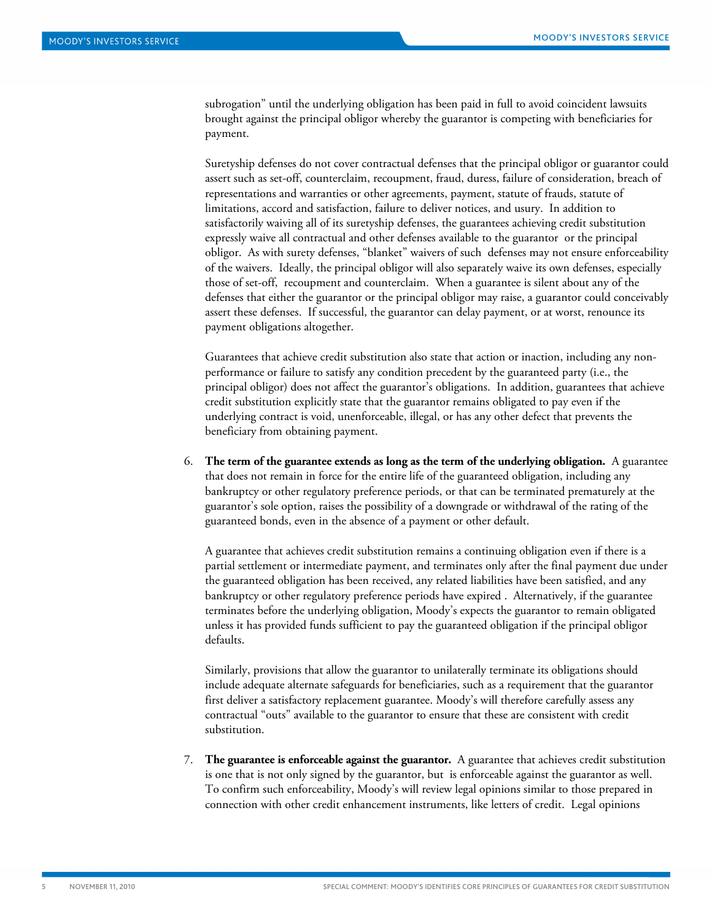subrogation" until the underlying obligation has been paid in full to avoid coincident lawsuits brought against the principal obligor whereby the guarantor is competing with beneficiaries for payment.

Suretyship defenses do not cover contractual defenses that the principal obligor or guarantor could assert such as set-off, counterclaim, recoupment, fraud, duress, failure of consideration, breach of representations and warranties or other agreements, payment, statute of frauds, statute of limitations, accord and satisfaction, failure to deliver notices, and usury. In addition to satisfactorily waiving all of its suretyship defenses, the guarantees achieving credit substitution expressly waive all contractual and other defenses available to the guarantor or the principal obligor. As with surety defenses, "blanket" waivers of such defenses may not ensure enforceability of the waivers. Ideally, the principal obligor will also separately waive its own defenses, especially those of set-off, recoupment and counterclaim. When a guarantee is silent about any of the defenses that either the guarantor or the principal obligor may raise, a guarantor could conceivably assert these defenses. If successful, the guarantor can delay payment, or at worst, renounce its payment obligations altogether.

Guarantees that achieve credit substitution also state that action or inaction, including any non-performance or failure to satisfy any condition precedent by the guaranteed party (i.e., the principal obligor) does not affect the guarantor's obligations. In addition, guarantees that achieve credit substitution explicitly state that the guarantor remains obligated to pay even if the underlying contract is void, unenforceable, illegal, or has any other defect that prevents the beneficiary from obtaining payment.

6. **The term of the guarantee extends as long as the term of the underlying obligation.** A guarantee that does not remain in force for the entire life of the guaranteed obligation, including any bankruptcy or other regulatory preference periods, or that can be terminated prematurely at the guarantor's sole option, raises the possibility of a downgrade or withdrawal of the rating of the guaranteed bonds, even in the absence of a payment or other default.

   A guarantee that achieves credit substitution remains a continuing obligation even if there is a partial settlement or intermediate payment, and terminates only after the final payment due under the guaranteed obligation has been received, any related liabilities have been satisfied, and any bankruptcy or other regulatory preference periods have expired . Alternatively, if the guarantee terminates before the underlying obligation, Moody's expects the guarantor to remain obligated unless it has provided funds sufficient to pay the guaranteed obligation if the principal obligor defaults.

   Similarly, provisions that allow the guarantor to unilaterally terminate its obligations should include adequate alternate safeguards for beneficiaries, such as a requirement that the guarantor first deliver a satisfactory replacement guarantee. Moody's will therefore carefully assess any contractual "outs" available to the guarantor to ensure that these are consistent with credit substitution.

7. **The guarantee is enforceable against the guarantor.** A guarantee that achieves credit substitution is one that is not only signed by the guarantor, but is enforceable against the guarantor as well. To confirm such enforceability, Moody's will review legal opinions similar to those prepared in connection with other credit enhancement instruments, like letters of credit. Legal opinions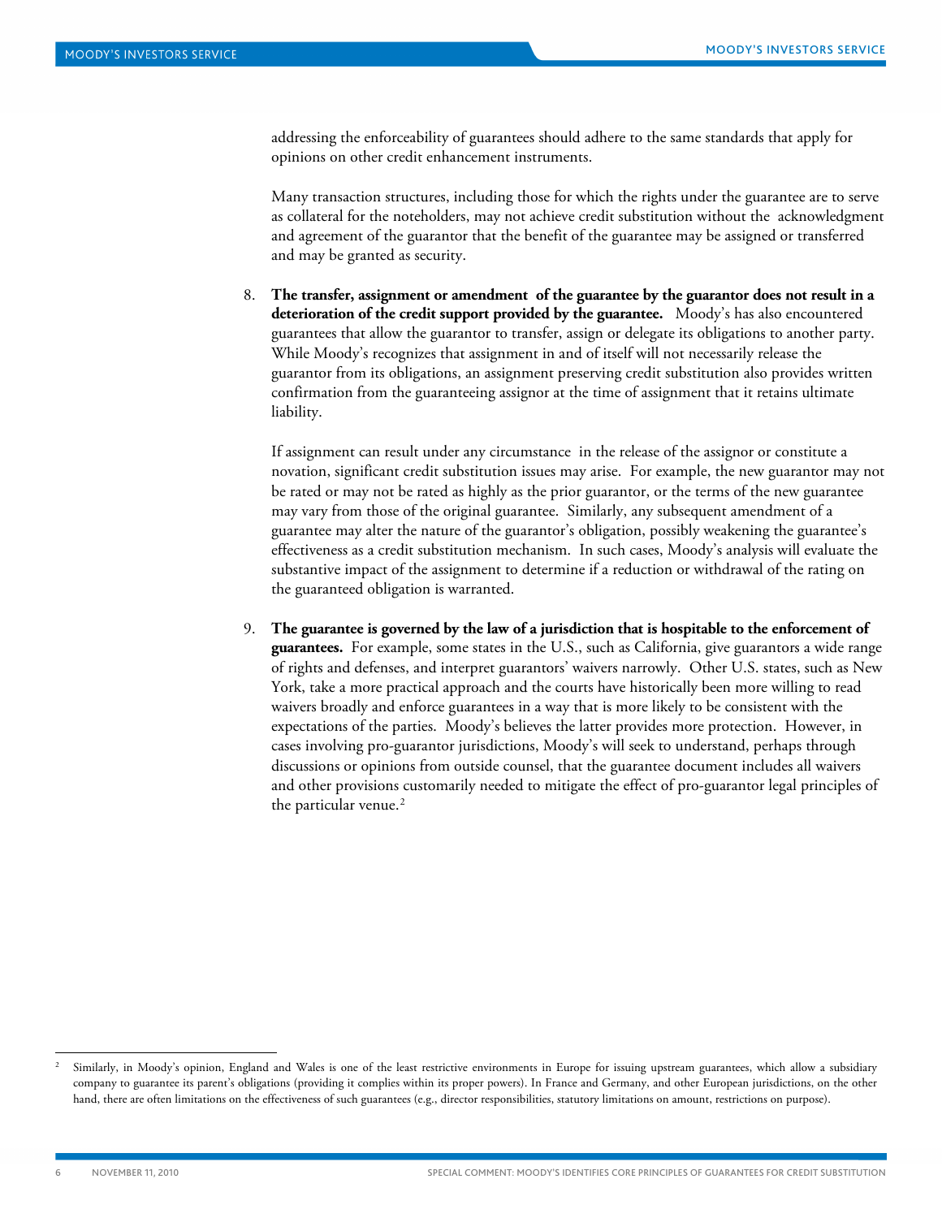addressing the enforceability of guarantees should adhere to the same standards that apply for opinions on other credit enhancement instruments.

Many transaction structures, including those for which the rights under the guarantee are to serve as collateral for the noteholders, may not achieve credit substitution without the acknowledgment and agreement of the guarantor that the benefit of the guarantee may be assigned or transferred and may be granted as security.

8. **The transfer, assignment or amendment of the guarantee by the guarantor does not result in a deterioration of the credit support provided by the guarantee.** Moody's has also encountered guarantees that allow the guarantor to transfer, assign or delegate its obligations to another party. While Moody's recognizes that assignment in and of itself will not necessarily release the guarantor from its obligations, an assignment preserving credit substitution also provides written confirmation from the guaranteeing assignor at the time of assignment that it retains ultimate liability.

   If assignment can result under any circumstance in the release of the assignor or constitute a novation, significant credit substitution issues may arise. For example, the new guarantor may not be rated or may not be rated as highly as the prior guarantor, or the terms of the new guarantee may vary from those of the original guarantee. Similarly, any subsequent amendment of a guarantee may alter the nature of the guarantor's obligation, possibly weakening the guarantee's effectiveness as a credit substitution mechanism. In such cases, Moody's analysis will evaluate the substantive impact of the assignment to determine if a reduction or withdrawal of the rating on the guaranteed obligation is warranted.

9. **The guarantee is governed by the law of a jurisdiction that is hospitable to the enforcement of guarantees.** For example, some states in the U.S., such as California, give guarantors a wide range of rights and defenses, and interpret guarantors' waivers narrowly. Other U.S. states, such as New York, take a more practical approach and the courts have historically been more willing to read waivers broadly and enforce guarantees in a way that is more likely to be consistent with the expectations of the parties. Moody's believes the latter provides more protection. However, in cases involving pro-guarantor jurisdictions, Moody's will seek to understand, perhaps through discussions or opinions from outside counsel, that the guarantee document includes all waivers and other provisions customarily needed to mitigate the effect of pro-guarantor legal principles of the particular venue.[2]

---

[2] Similarly, in Moody's opinion, England and Wales is one of the least restrictive environments in Europe for issuing upstream guarantees, which allow a subsidiary company to guarantee its parent's obligations (providing it complies within its proper powers). In France and Germany, and other European jurisdictions, on the other hand, there are often limitations on the effectiveness of such guarantees (e.g., director responsibilities, statutory limitations on amount, restrictions on purpose).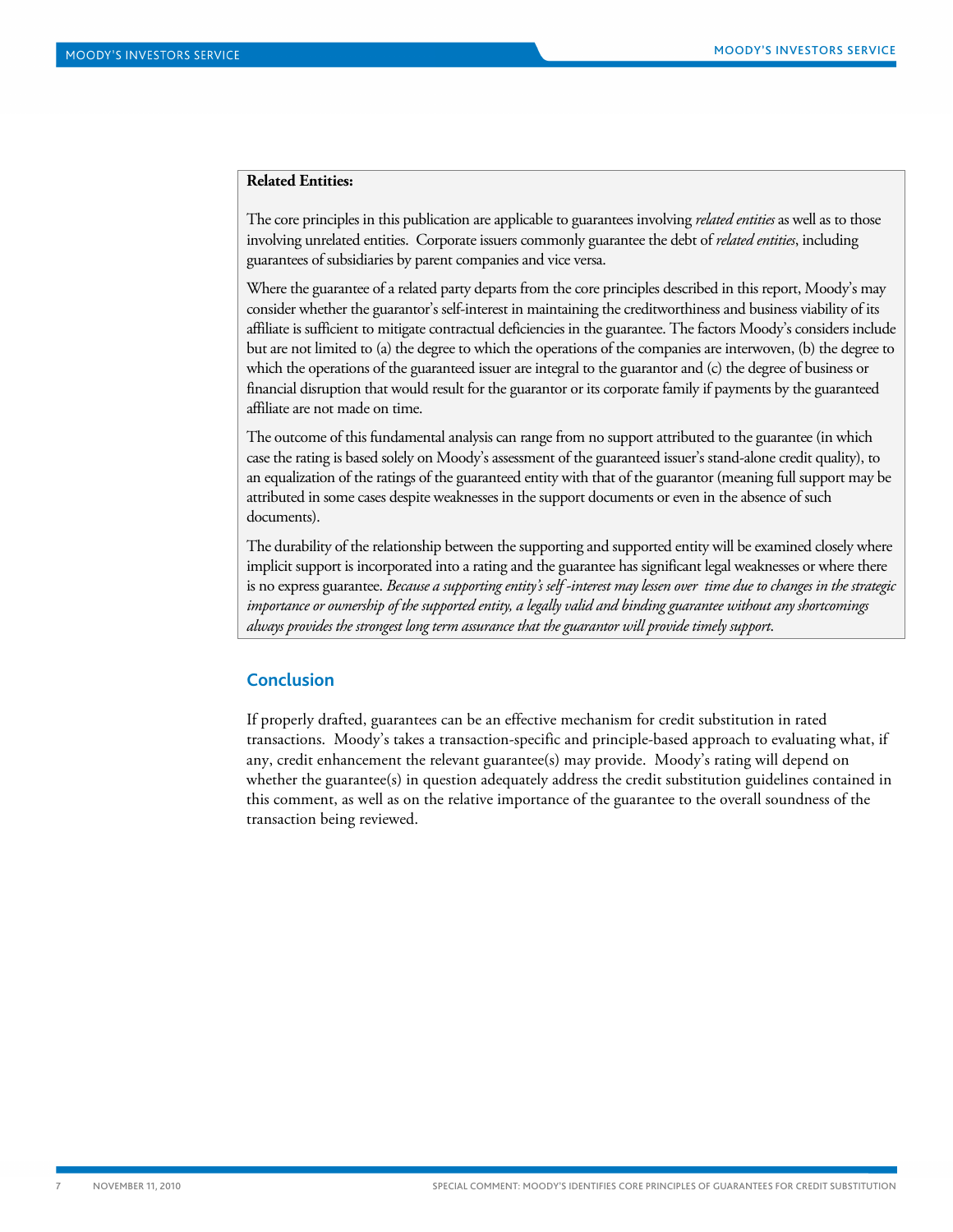**Related Entities:**

The core principles in this publication are applicable to guarantees involving *related entities* as well as to those involving unrelated entities. Corporate issuers commonly guarantee the debt of *related entities*, including guarantees of subsidiaries by parent companies and vice versa.

Where the guarantee of a related party departs from the core principles described in this report, Moody's may consider whether the guarantor's self-interest in maintaining the creditworthiness and business viability of its affiliate is sufficient to mitigate contractual deficiencies in the guarantee. The factors Moody's considers include but are not limited to (a) the degree to which the operations of the companies are interwoven, (b) the degree to which the operations of the guaranteed issuer are integral to the guarantor and (c) the degree of business or financial disruption that would result for the guarantor or its corporate family if payments by the guaranteed affiliate are not made on time.

The outcome of this fundamental analysis can range from no support attributed to the guarantee (in which case the rating is based solely on Moody's assessment of the guaranteed issuer's stand-alone credit quality), to an equalization of the ratings of the guaranteed entity with that of the guarantor (meaning full support may be attributed in some cases despite weaknesses in the support documents or even in the absence of such documents).

The durability of the relationship between the supporting and supported entity will be examined closely where implicit support is incorporated into a rating and the guarantee has significant legal weaknesses or where there is no express guarantee. *Because a supporting entity's self -interest may lessen over time due to changes in the strategic importance or ownership of the supported entity, a legally valid and binding guarantee without any shortcomings always provides the strongest long term assurance that the guarantor will provide timely support.*

## Conclusion

If properly drafted, guarantees can be an effective mechanism for credit substitution in rated transactions. Moody's takes a transaction-specific and principle-based approach to evaluating what, if any, credit enhancement the relevant guarantee(s) may provide. Moody's rating will depend on whether the guarantee(s) in question adequately address the credit substitution guidelines contained in this comment, as well as on the relative importance of the guarantee to the overall soundness of the transaction being reviewed.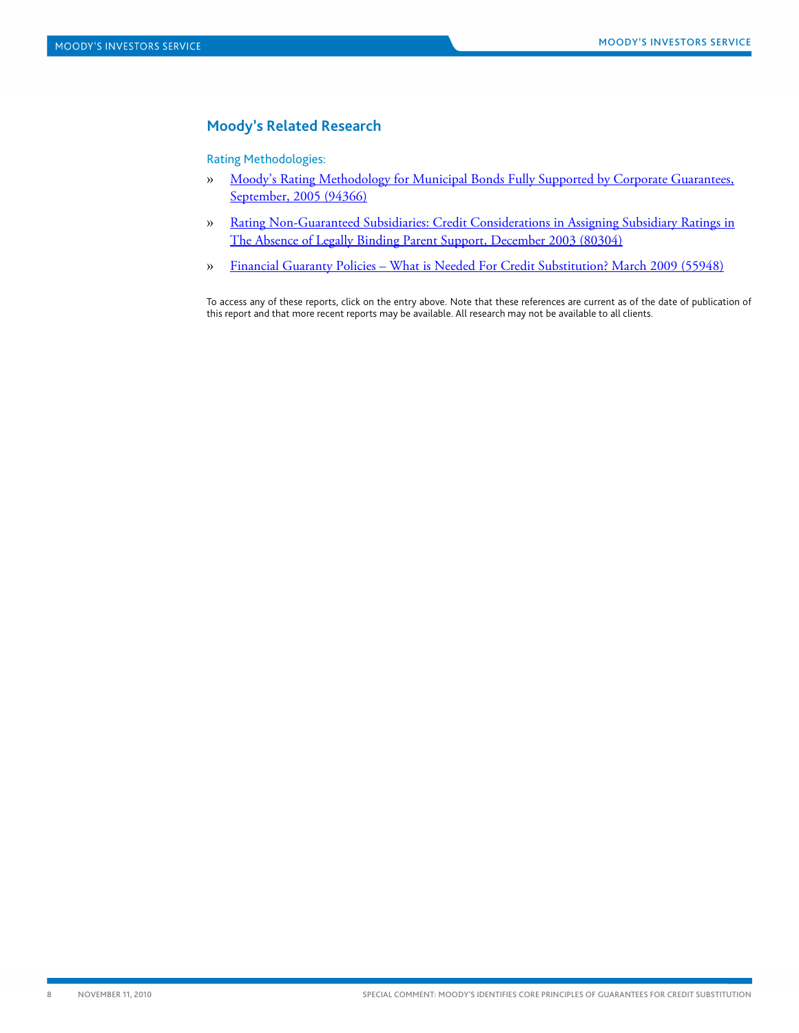## Moody's Related Research

Rating Methodologies:

» Moody's Rating Methodology for Municipal Bonds Fully Supported by Corporate Guarantees, September, 2005 (94366)

» Rating Non-Guaranteed Subsidiaries: Credit Considerations in Assigning Subsidiary Ratings in The Absence of Legally Binding Parent Support, December 2003 (80304)

» Financial Guaranty Policies – What is Needed For Credit Substitution? March 2009 (55948)

To access any of these reports, click on the entry above. Note that these references are current as of the date of publication of this report and that more recent reports may be available. All research may not be available to all clients.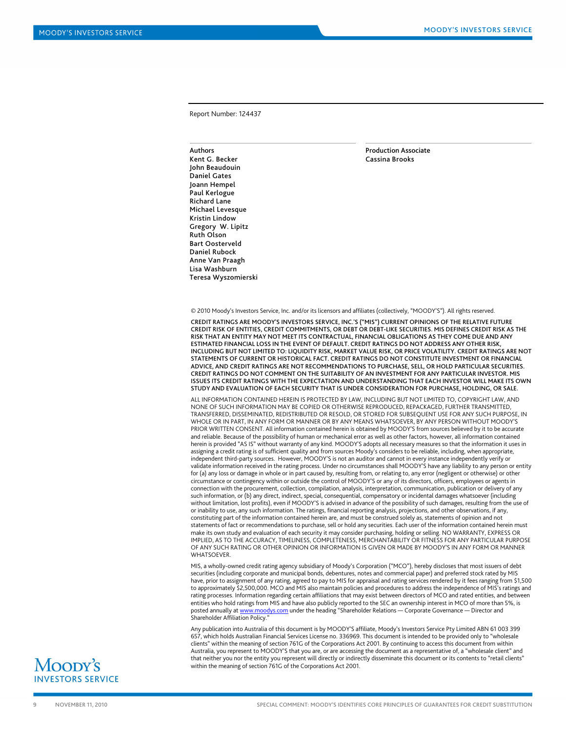Report Number: 124437

**Authors**
Kent G. Becker
John Beaudouin
Daniel Gates
Joann Hempel
Paul Kerlogue
Richard Lane
Michael Levesque
Kristin Lindow
Gregory W. Lipitz
Ruth Olson
Bart Oosterveld
Daniel Rubock
Anne Van Praagh
Lisa Washburn
Teresa Wyszomierski

**Production Associate**
Cassina Brooks

© 2010 Moody's Investors Service, Inc. and/or its licensors and affiliates (collectively, "MOODY'S"). All rights reserved.

CREDIT RATINGS ARE MOODY'S INVESTORS SERVICE, INC.'S ("MIS") CURRENT OPINIONS OF THE RELATIVE FUTURE CREDIT RISK OF ENTITIES, CREDIT COMMITMENTS, OR DEBT OR DEBT-LIKE SECURITIES. MIS DEFINES CREDIT RISK AS THE RISK THAT AN ENTITY MAY NOT MEET ITS CONTRACTUAL, FINANCIAL OBLIGATIONS AS THEY COME DUE AND ANY ESTIMATED FINANCIAL LOSS IN THE EVENT OF DEFAULT. CREDIT RATINGS DO NOT ADDRESS ANY OTHER RISK, INCLUDING BUT NOT LIMITED TO: LIQUIDITY RISK, MARKET VALUE RISK, OR PRICE VOLATILITY. CREDIT RATINGS ARE NOT STATEMENTS OF CURRENT OR HISTORICAL FACT. CREDIT RATINGS DO NOT CONSTITUTE INVESTMENT OR FINANCIAL ADVICE, AND CREDIT RATINGS ARE NOT RECOMMENDATIONS TO PURCHASE, SELL, OR HOLD PARTICULAR SECURITIES. CREDIT RATINGS DO NOT COMMENT ON THE SUITABILITY OF AN INVESTMENT FOR ANY PARTICULAR INVESTOR. MIS ISSUES ITS CREDIT RATINGS WITH THE EXPECTATION AND UNDERSTANDING THAT EACH INVESTOR WILL MAKE ITS OWN STUDY AND EVALUATION OF EACH SECURITY THAT IS UNDER CONSIDERATION FOR PURCHASE, HOLDING, OR SALE.

ALL INFORMATION CONTAINED HEREIN IS PROTECTED BY LAW, INCLUDING BUT NOT LIMITED TO, COPYRIGHT LAW, AND NONE OF SUCH INFORMATION MAY BE COPIED OR OTHERWISE REPRODUCED, REPACKAGED, FURTHER TRANSMITTED, TRANSFERRED, DISSEMINATED, REDISTRIBUTED OR RESOLD, OR STORED FOR SUBSEQUENT USE FOR ANY SUCH PURPOSE, IN WHOLE OR IN PART, IN ANY FORM OR MANNER OR BY ANY MEANS WHATSOEVER, BY ANY PERSON WITHOUT MOODY'S PRIOR WRITTEN CONSENT. All information contained herein is obtained by MOODY'S from sources believed by it to be accurate and reliable. Because of the possibility of human or mechanical error as well as other factors, however, all information contained herein is provided "AS IS" without warranty of any kind. MOODY'S adopts all necessary measures so that the information it uses in assigning a credit rating is of sufficient quality and from sources Moody's considers to be reliable, including, when appropriate, independent third-party sources. However, MOODY'S is not an auditor and cannot in every instance independently verify or validate information received in the rating process. Under no circumstances shall MOODY'S have any liability to any person or entity for (a) any loss or damage in whole or in part caused by, resulting from, or relating to, any error (negligent or otherwise) or other circumstance or contingency within or outside the control of MOODY'S or any of its directors, officers, employees or agents in connection with the procurement, collection, compilation, analysis, interpretation, communication, publication or delivery of any such information, or (b) any direct, indirect, special, consequential, compensatory or incidental damages whatsoever (including without limitation, lost profits), even if MOODY'S is advised in advance of the possibility of such damages, resulting from the use of or inability to use, any such information. The ratings, financial reporting analysis, projections, and other observations, if any, constituting part of the information contained herein are, and must be construed solely as, statements of opinion and not statements of fact or recommendations to purchase, sell or hold any securities. Each user of the information contained herein must make its own study and evaluation of each security it may consider purchasing, holding or selling. NO WARRANTY, EXPRESS OR IMPLIED, AS TO THE ACCURACY, TIMELINESS, COMPLETENESS, MERCHANTABILITY OR FITNESS FOR ANY PARTICULAR PURPOSE OF ANY SUCH RATING OR OTHER OPINION OR INFORMATION IS GIVEN OR MADE BY MOODY'S IN ANY FORM OR MANNER WHATSOEVER.

MIS, a wholly-owned credit rating agency subsidiary of Moody's Corporation ("MCO"), hereby discloses that most issuers of debt securities (including corporate and municipal bonds, debentures, notes and commercial paper) and preferred stock rated by MIS have, prior to assignment of any rating, agreed to pay to MIS for appraisal and rating services rendered by it fees ranging from $1,500 to approximately $2,500,000. MCO and MIS also maintain policies and procedures to address the independence of MIS's ratings and rating processes. Information regarding certain affiliations that may exist between directors of MCO and rated entities, and between entities who hold ratings from MIS and have also publicly reported to the SEC an ownership interest in MCO of more than 5%, is posted annually at www.moodys.com under the heading "Shareholder Relations — Corporate Governance — Director and Shareholder Affiliation Policy."

Any publication into Australia of this document is by MOODY'S affiliate, Moody's Investors Service Pty Limited ABN 61 003 399 657, which holds Australian Financial Services License no. 336969. This document is intended to be provided only to "wholesale clients" within the meaning of section 761G of the Corporations Act 2001. By continuing to access this document from within Australia, you represent to MOODY'S that you are, or are accessing the document as a representative of, a "wholesale client" and that neither you nor the entity you represent will directly or indirectly disseminate this document or its contents to "retail clients" within the meaning of section 761G of the Corporations Act 2001.